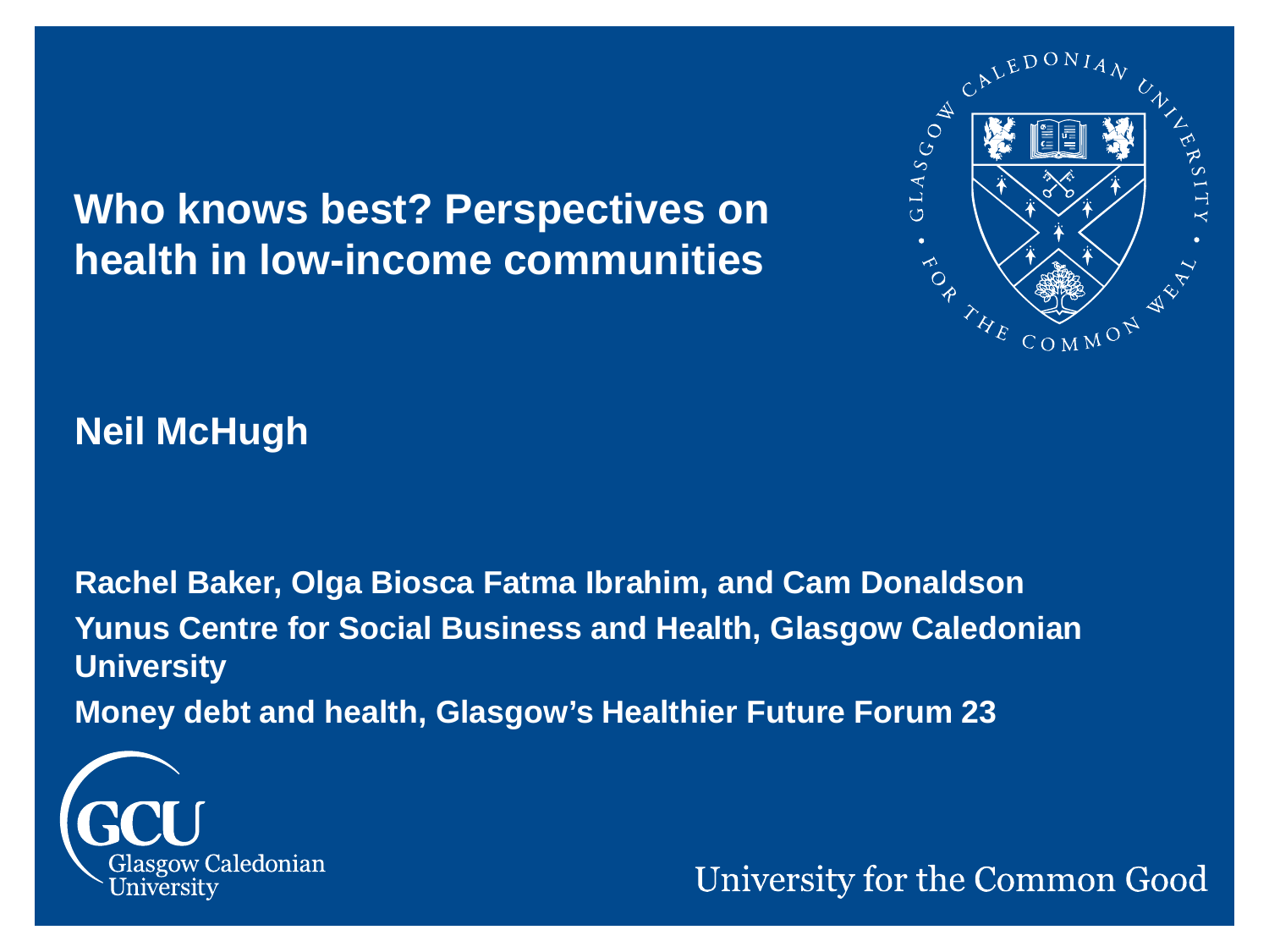# Who knows best? Perspectives on health in low-income communities

**Neil McHugh**

**Rachel Baker, Olga Biosca Fatma Ibrahim, and Cam Donaldson**

**Yunus Centre for Social Business and Health, Glasgow Caledonian University**

**Money debt and health, Glasgow's Healthier Future Forum 23**

GCU Glasgow Caledonian University

University for the Common Good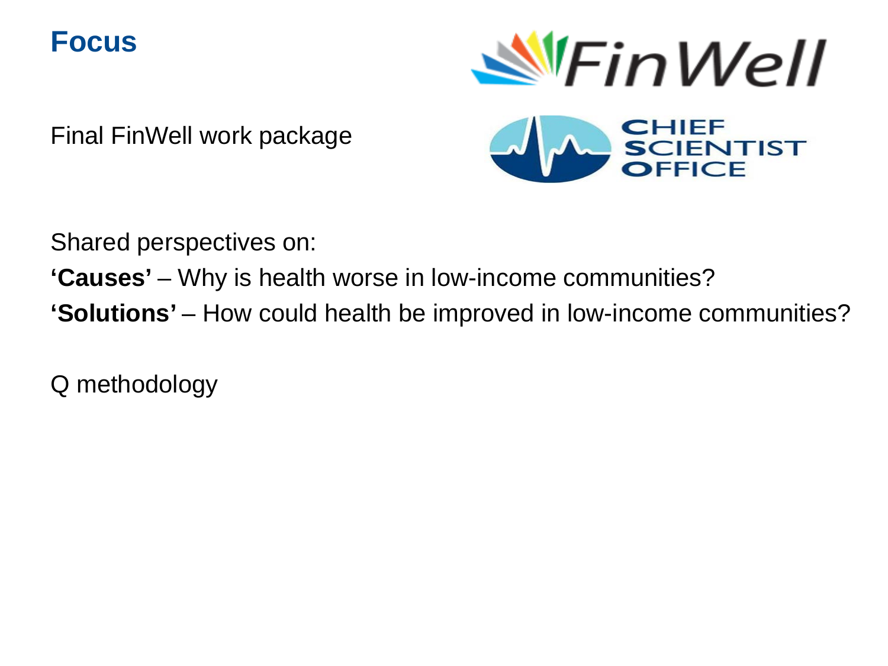# Focus

Final FinWell work package

Shared perspectives on:

**'Causes'** – Why is health worse in low-income communities?

**'Solutions'** – How could health be improved in low-income communities?

Q methodology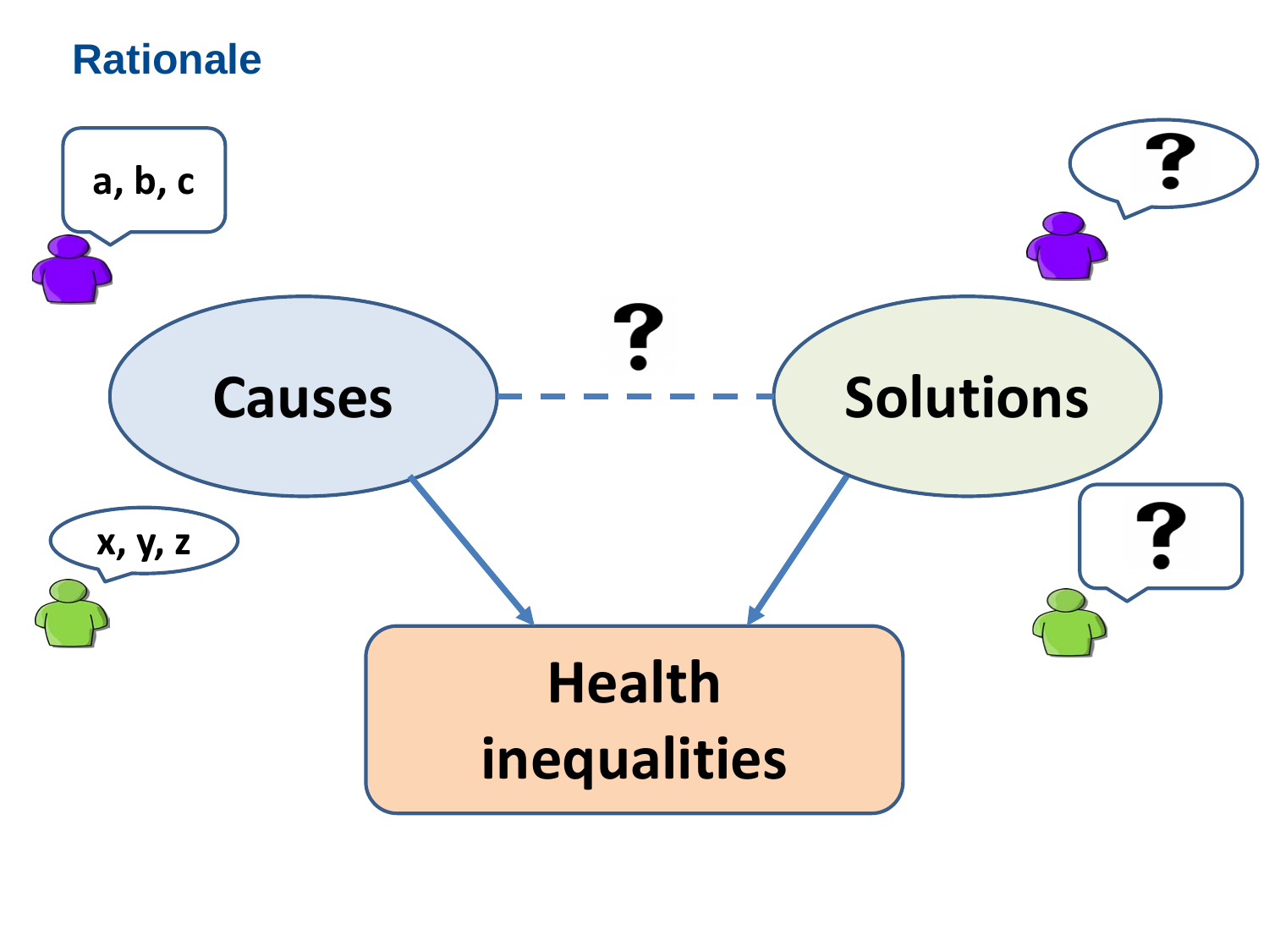## Rationale

a, b, c

x, y, z

?

?

?

Causes

Solutions

Health inequalities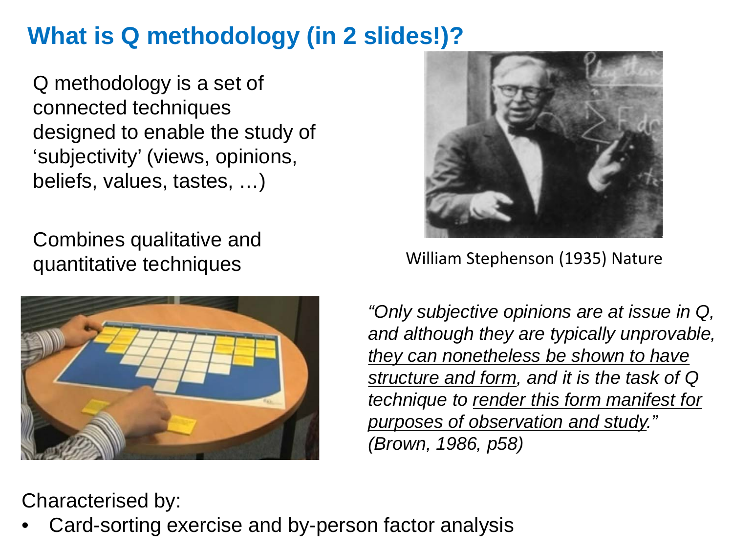# What is Q methodology (in 2 slides!)?

Q methodology is a set of connected techniques designed to enable the study of 'subjectivity' (views, opinions, beliefs, values, tastes, …)

Combines qualitative and quantitative techniques

William Stephenson (1935) Nature

*"Only subjective opinions are at issue in Q, and although they are typically unprovable, <u>they can nonetheless be shown to have structure and form</u>, and it is the task of Q technique to <u>render this form manifest for purposes of observation and study</u>." (Brown, 1986, p58)*

Characterised by:

- Card-sorting exercise and by-person factor analysis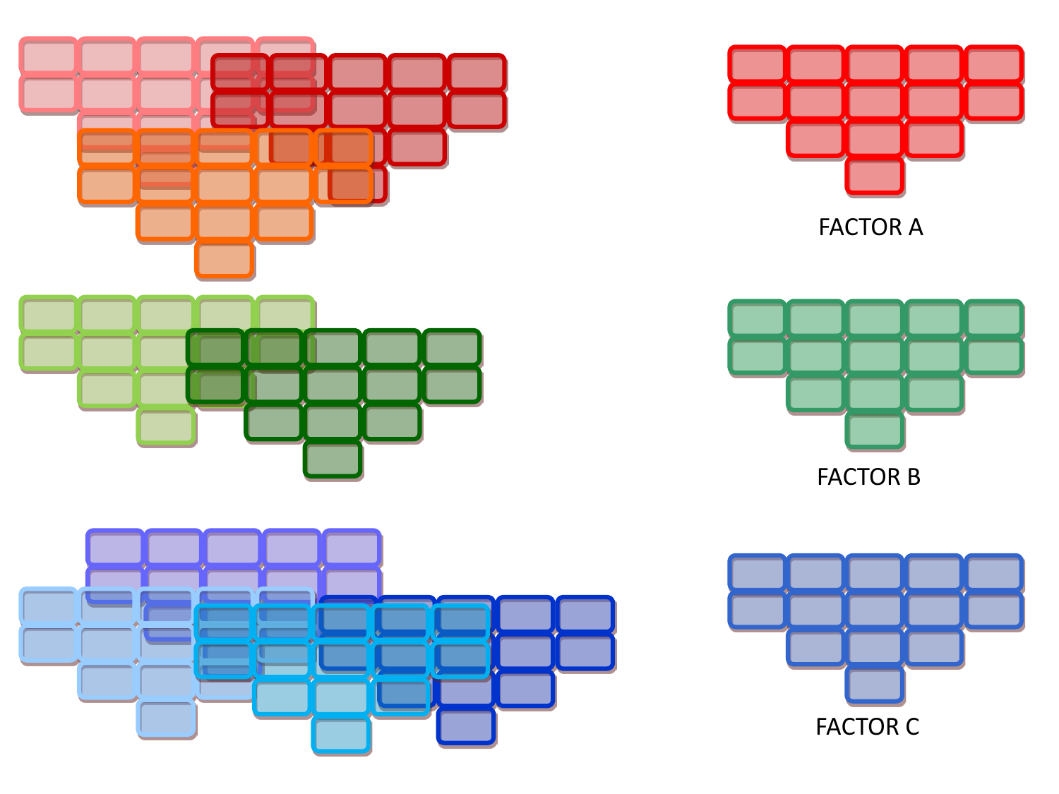FACTOR A

FACTOR B

FACTOR C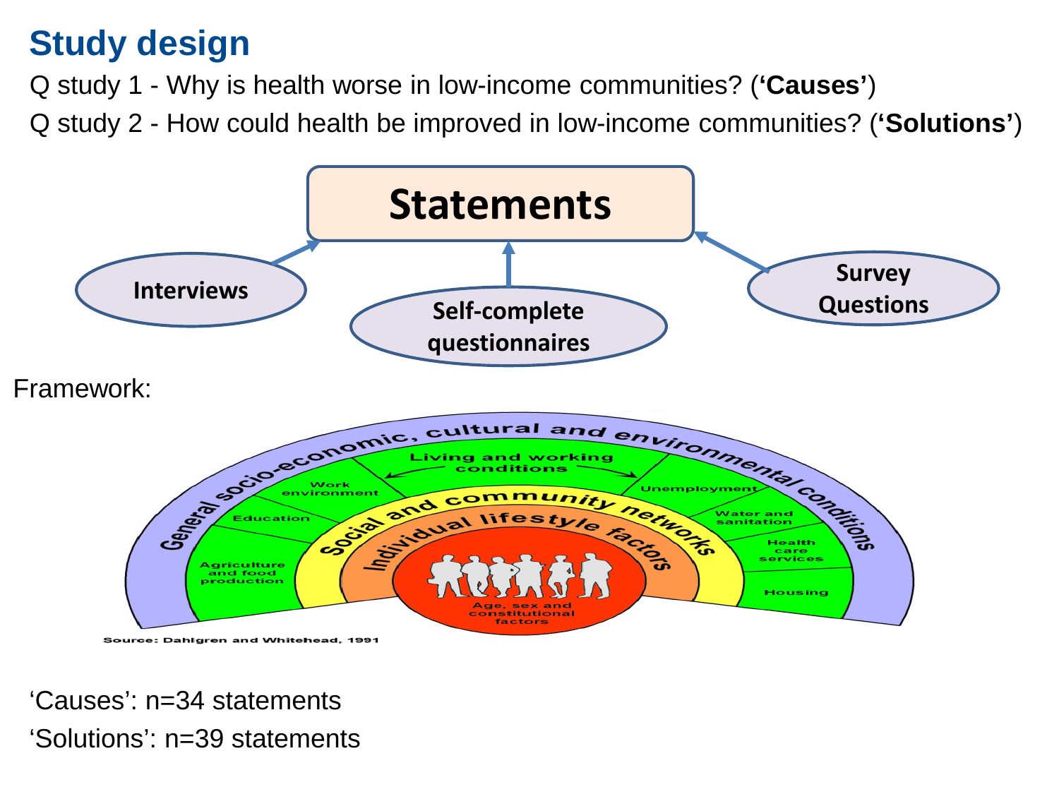# Study design

Q study 1 - Why is health worse in low-income communities? (**'Causes'**)

Q study 2 - How could health be improved in low-income communities? (**'Solutions'**)

**Statements**

**Interviews** → **Statements**

**Self-complete questionnaires** → **Statements**

**Survey Questions** → **Statements**

Framework:

General socio-economic, cultural and environmental conditions

Living and working conditions: Agriculture and food production; Education; Work environment; Unemployment; Water and sanitation; Health care services; Housing

Social and community networks

Individual lifestyle factors

Age, sex and constitutional factors

Source: Dahlgren and Whitehead, 1991

'Causes': n=34 statements

'Solutions': n=39 statements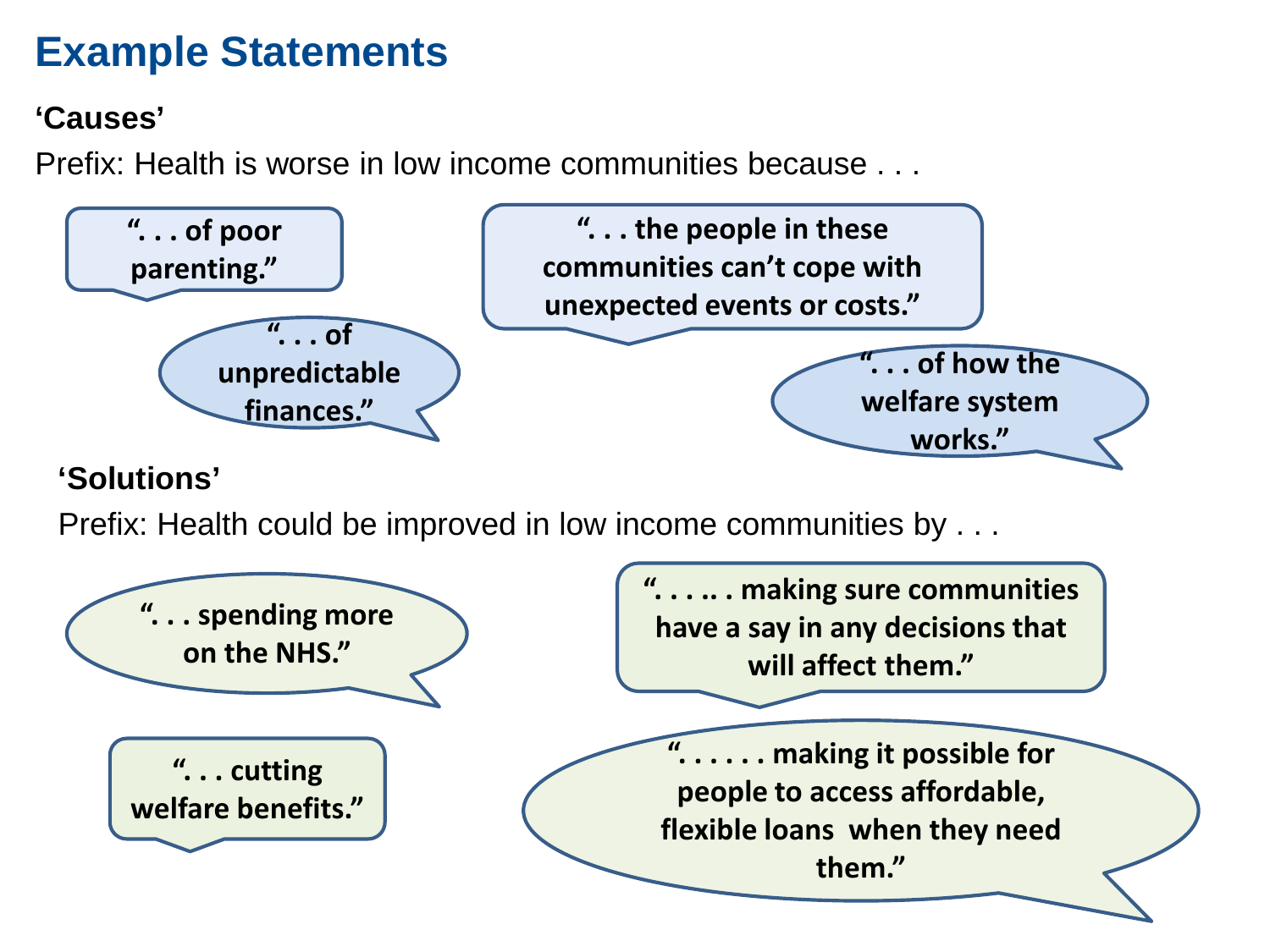# Example Statements

**'Causes'**

Prefix: Health is worse in low income communities because . . .

**". . . of poor parenting."**

**". . . the people in these communities can't cope with unexpected events or costs."**

**". . . of unpredictable finances."**

**". . . of how the welfare system works."**

**'Solutions'**

Prefix: Health could be improved in low income communities by . . .

**". . . spending more on the NHS."**

**". . . .. . making sure communities have a say in any decisions that will affect them."**

**". . . cutting welfare benefits."**

**". . . . . . making it possible for people to access affordable, flexible loans when they need them."**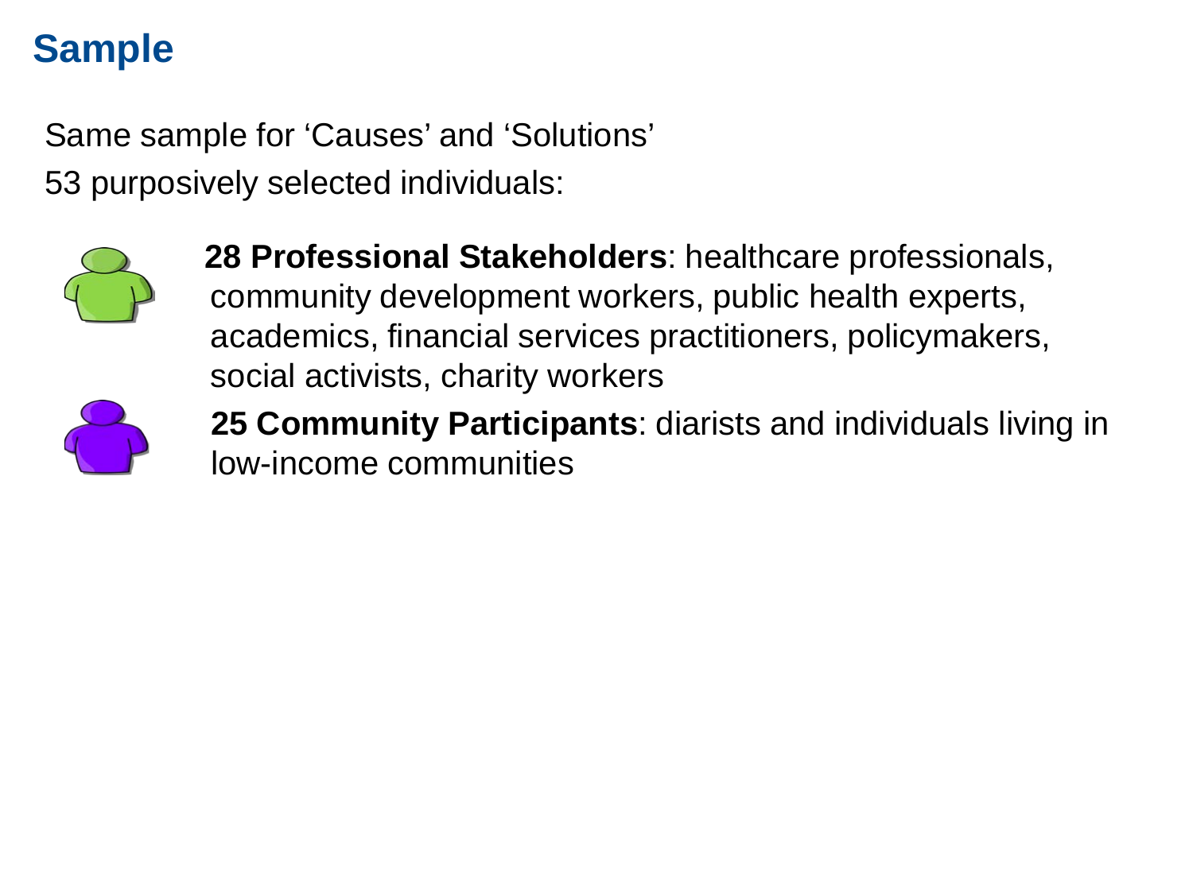# Sample

Same sample for 'Causes' and 'Solutions'

53 purposively selected individuals:

- **28 Professional Stakeholders**: healthcare professionals, community development workers, public health experts, academics, financial services practitioners, policymakers, social activists, charity workers
- **25 Community Participants**: diarists and individuals living in low-income communities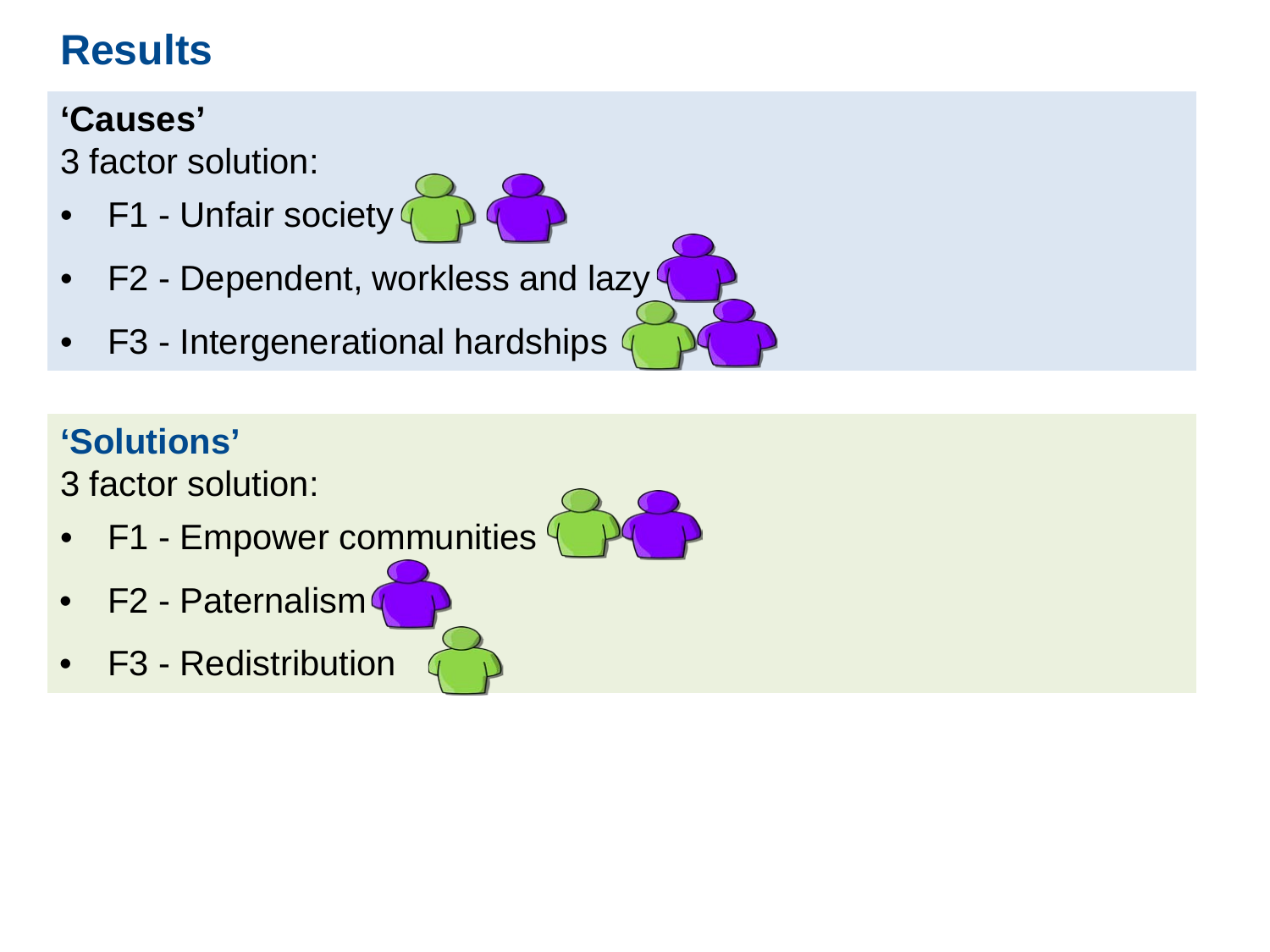# Results

**'Causes'**

3 factor solution:

- F1 - Unfair society
- F2 - Dependent, workless and lazy
- F3 - Intergenerational hardships

**'Solutions'**

3 factor solution:

- F1 - Empower communities
- F2 - Paternalism
- F3 - Redistribution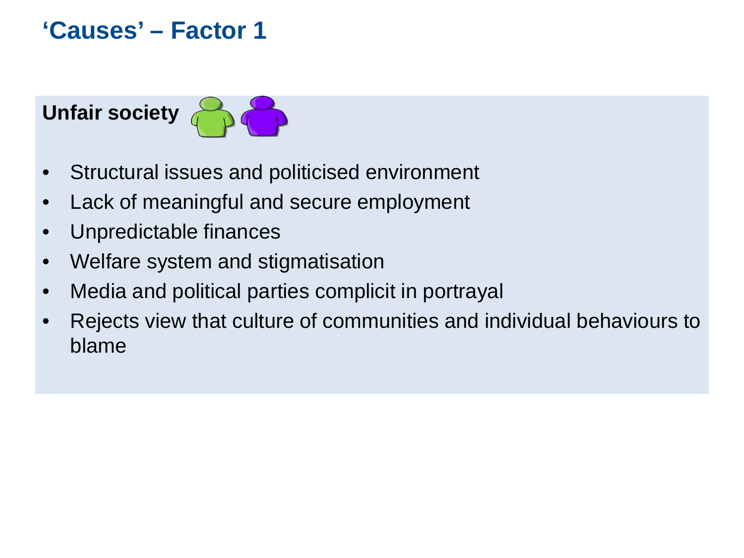# 'Causes' – Factor 1

**Unfair society**

- Structural issues and politicised environment
- Lack of meaningful and secure employment
- Unpredictable finances
- Welfare system and stigmatisation
- Media and political parties complicit in portrayal
- Rejects view that culture of communities and individual behaviours to blame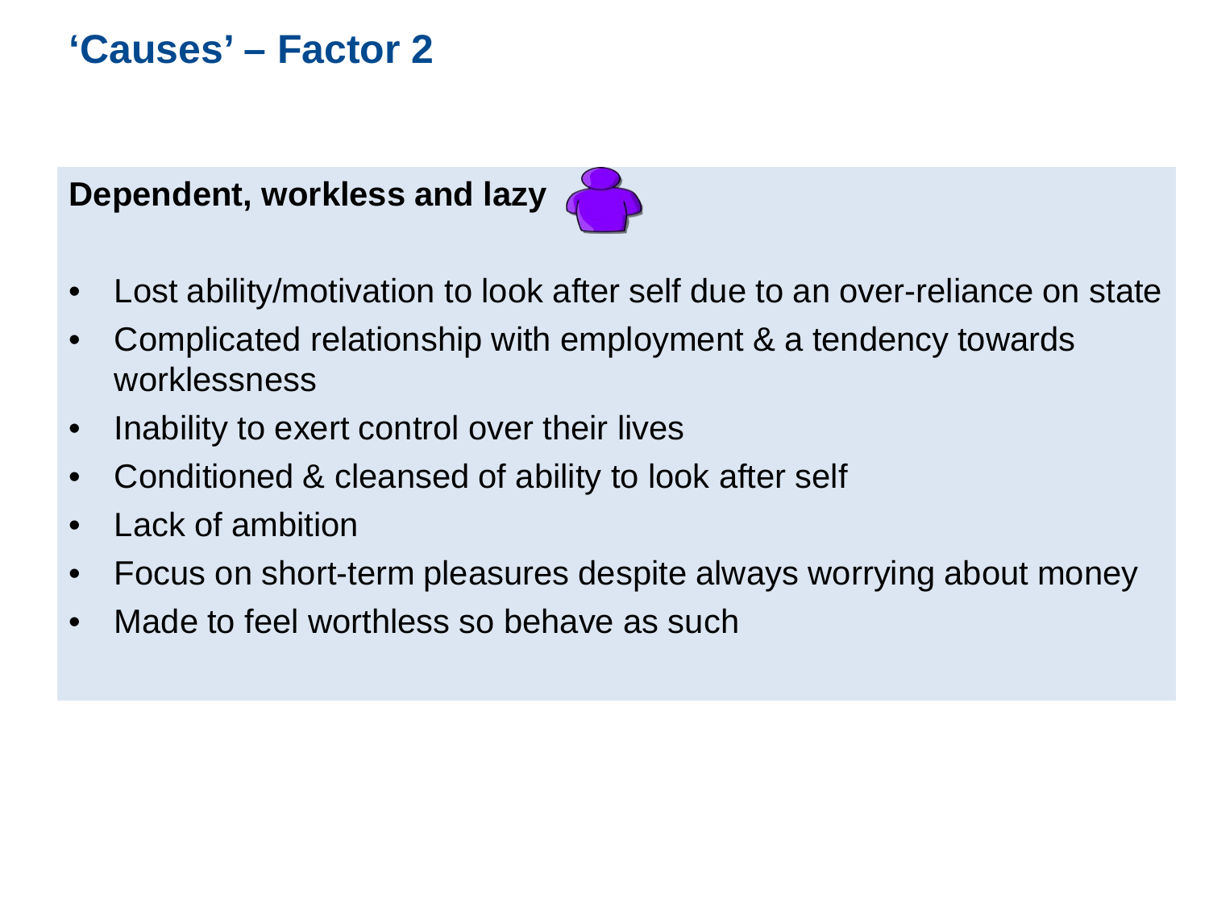# ‘Causes’ – Factor 2

**Dependent, workless and lazy**

- Lost ability/motivation to look after self due to an over-reliance on state
- Complicated relationship with employment & a tendency towards worklessness
- Inability to exert control over their lives
- Conditioned & cleansed of ability to look after self
- Lack of ambition
- Focus on short-term pleasures despite always worrying about money
- Made to feel worthless so behave as such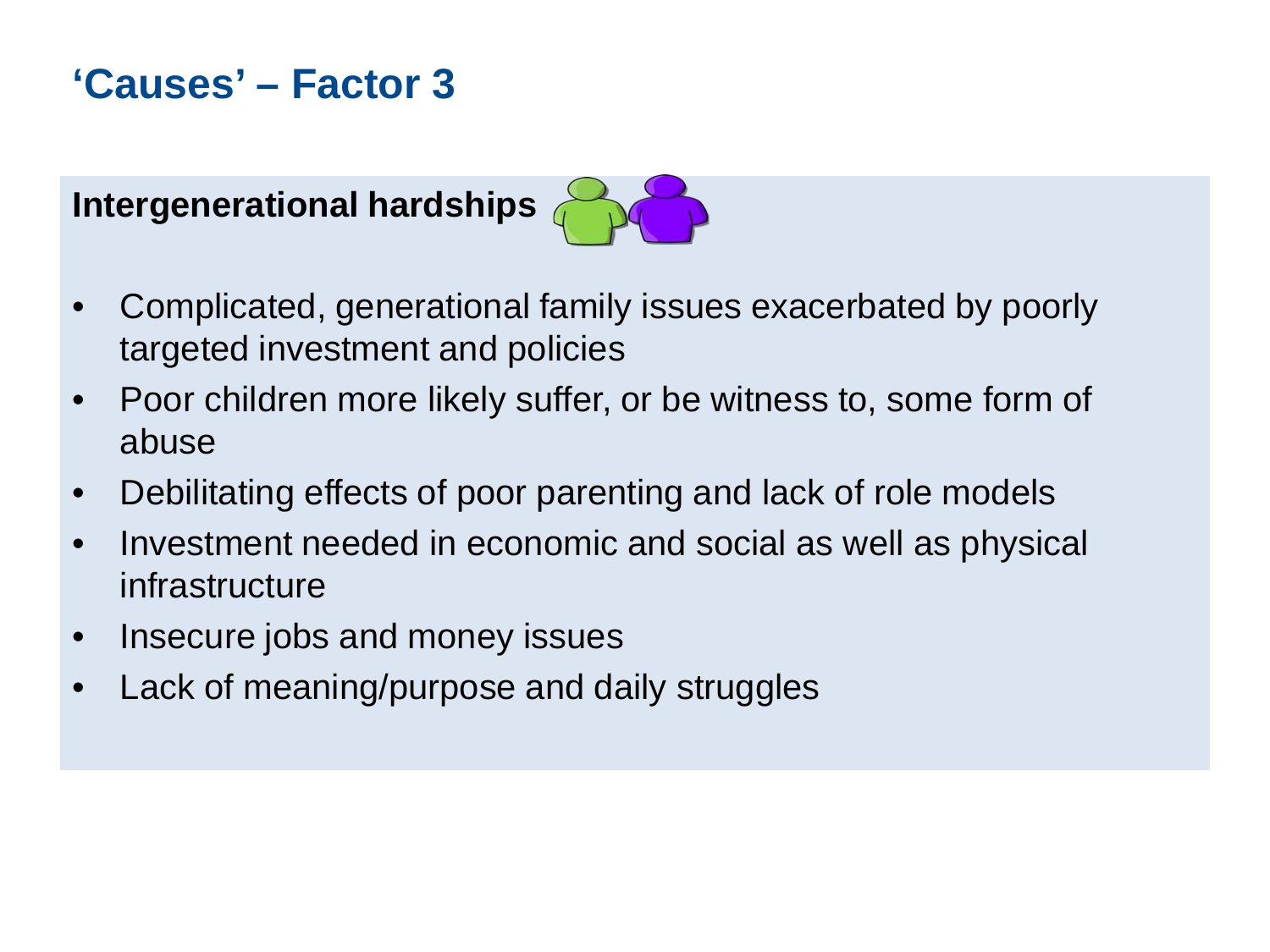# ‘Causes’ – Factor 3

**Intergenerational hardships**

- Complicated, generational family issues exacerbated by poorly targeted investment and policies
- Poor children more likely suffer, or be witness to, some form of abuse
- Debilitating effects of poor parenting and lack of role models
- Investment needed in economic and social as well as physical infrastructure
- Insecure jobs and money issues
- Lack of meaning/purpose and daily struggles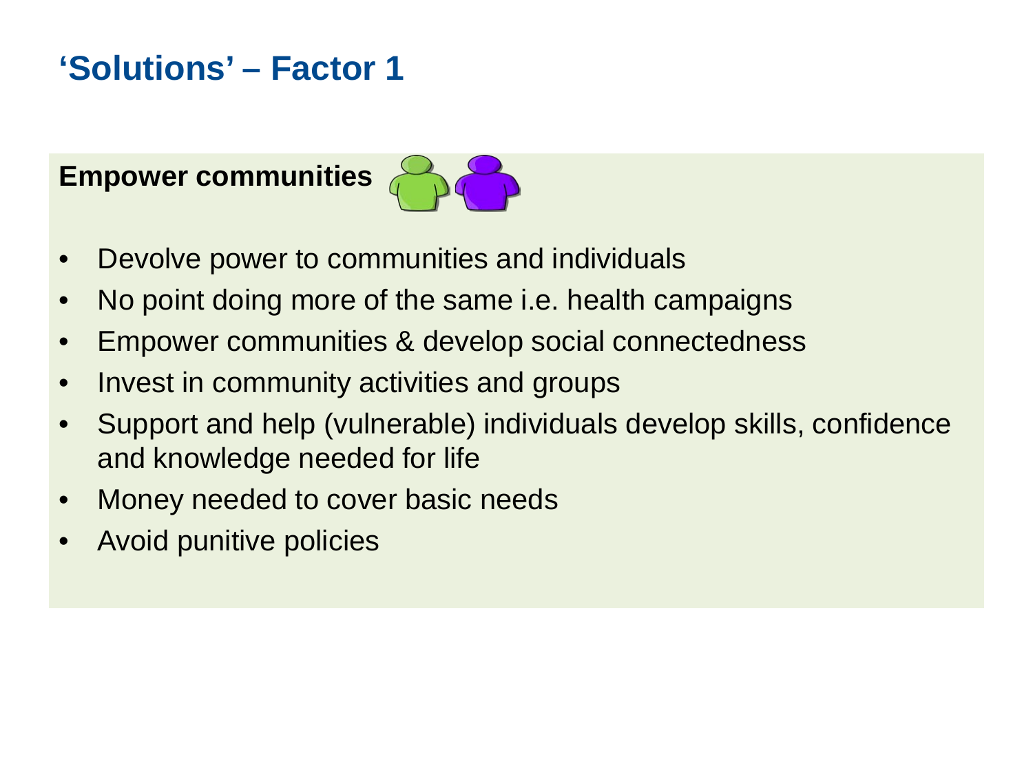# 'Solutions' – Factor 1

**Empower communities**

- Devolve power to communities and individuals
- No point doing more of the same i.e. health campaigns
- Empower communities & develop social connectedness
- Invest in community activities and groups
- Support and help (vulnerable) individuals develop skills, confidence and knowledge needed for life
- Money needed to cover basic needs
- Avoid punitive policies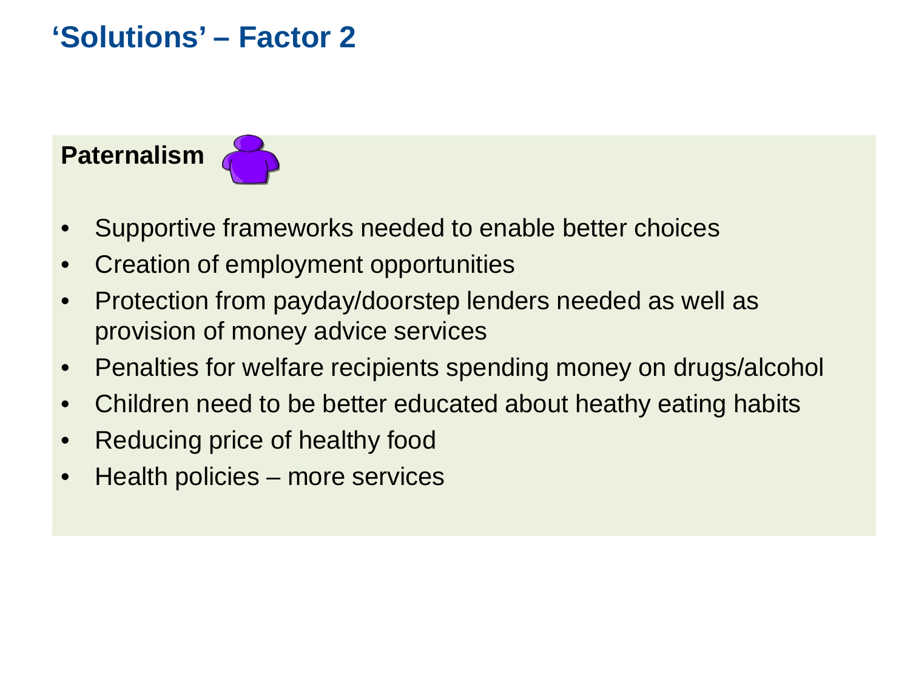# ‘Solutions’ – Factor 2

**Paternalism**

- Supportive frameworks needed to enable better choices
- Creation of employment opportunities
- Protection from payday/doorstep lenders needed as well as provision of money advice services
- Penalties for welfare recipients spending money on drugs/alcohol
- Children need to be better educated about heathy eating habits
- Reducing price of healthy food
- Health policies – more services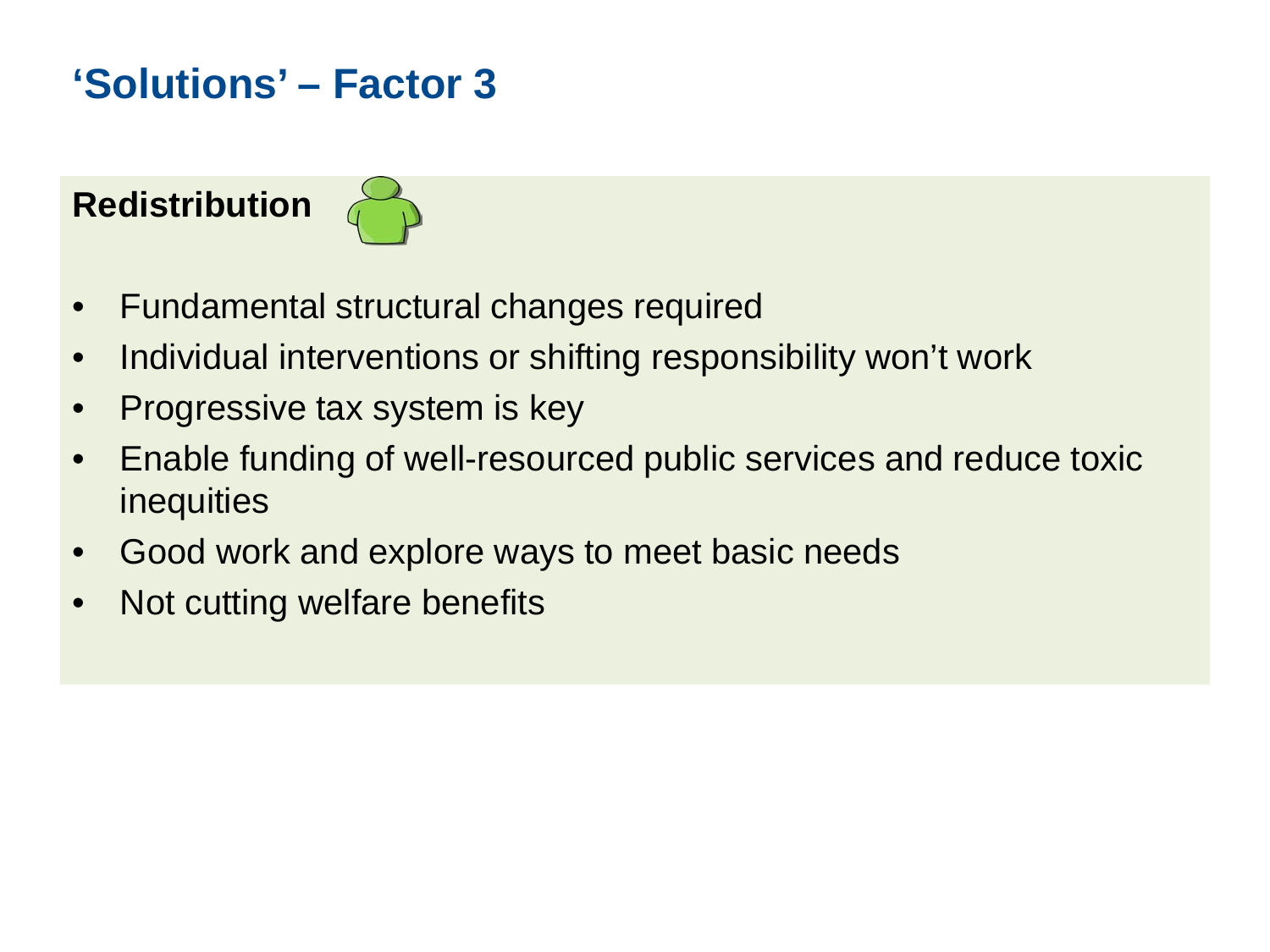# 'Solutions' – Factor 3

**Redistribution**

- Fundamental structural changes required
- Individual interventions or shifting responsibility won't work
- Progressive tax system is key
- Enable funding of well-resourced public services and reduce toxic inequities
- Good work and explore ways to meet basic needs
- Not cutting welfare benefits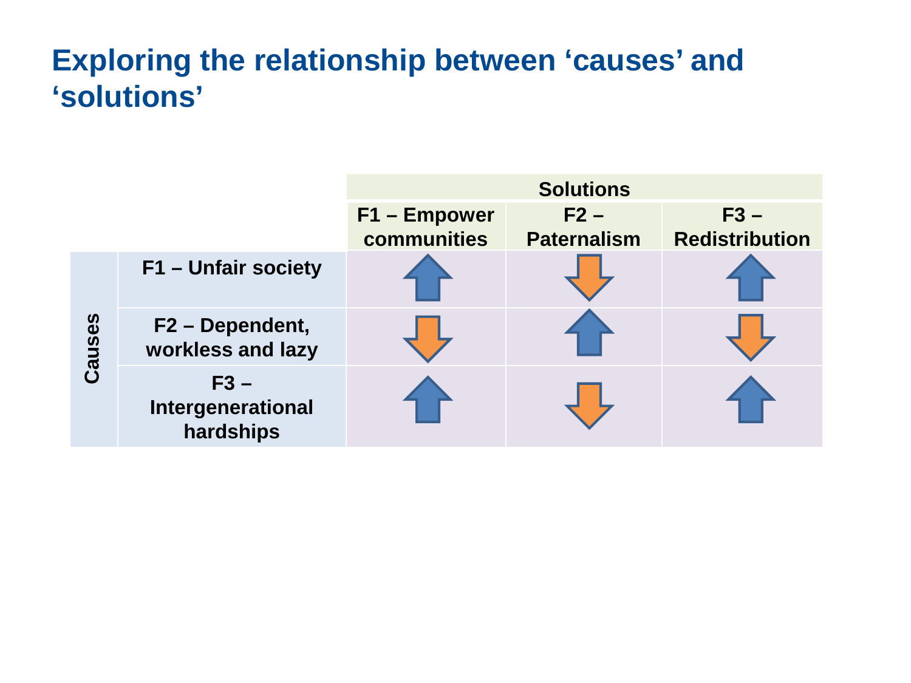# Exploring the relationship between 'causes' and 'solutions'

| | | Solutions | | |
|---|---|---|---|---|
| | | **F1 – Empower communities** | **F2 – Paternalism** | **F3 – Redistribution** |
| **Causes** | **F1 – Unfair society** | ↑ | ↓ | ↑ |
| | **F2 – Dependent, workless and lazy** | ↓ | ↑ | ↓ |
| | **F3 – Intergenerational hardships** | ↑ | ↓ | ↑ |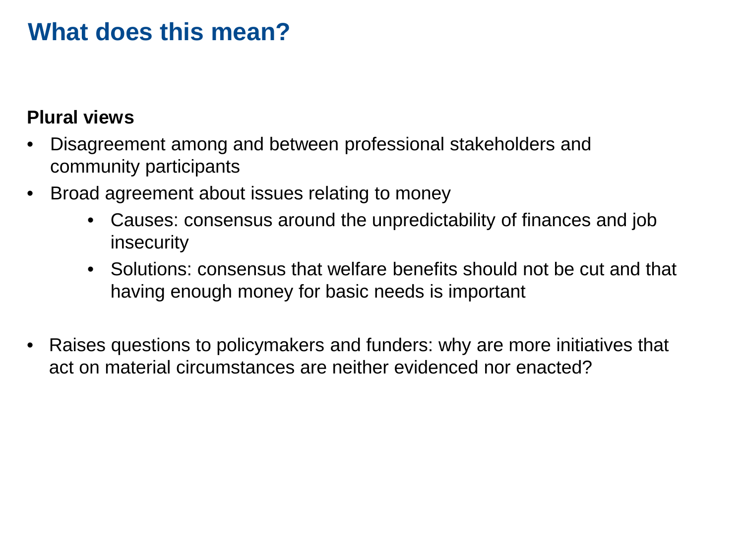# What does this mean?

**Plural views**

- Disagreement among and between professional stakeholders and community participants
- Broad agreement about issues relating to money
    - Causes: consensus around the unpredictability of finances and job insecurity
    - Solutions: consensus that welfare benefits should not be cut and that having enough money for basic needs is important

- Raises questions to policymakers and funders: why are more initiatives that act on material circumstances are neither evidenced nor enacted?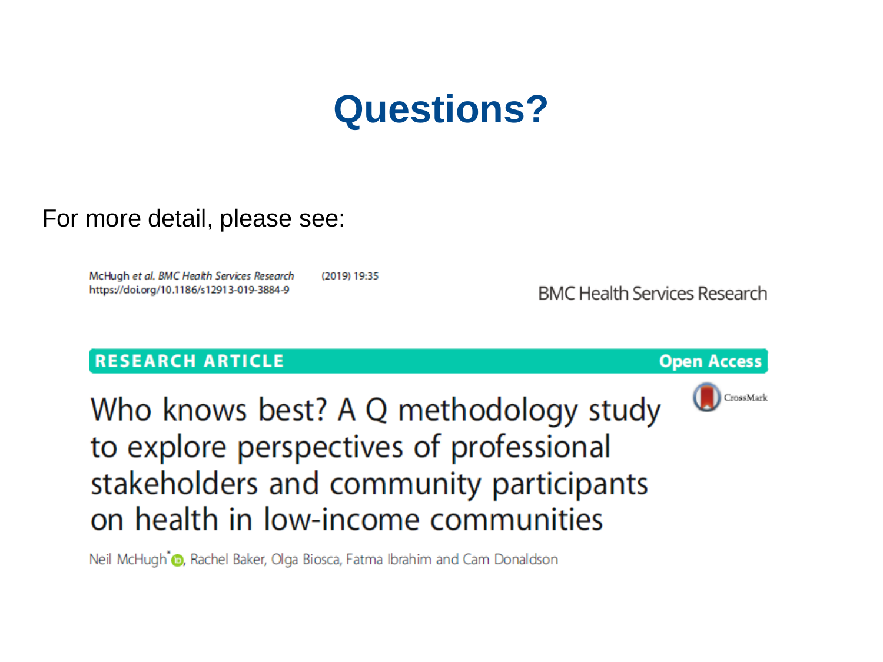# Questions?

For more detail, please see:

McHugh *et al. BMC Health Services Research* (2019) 19:35
https://doi.org/10.1186/s12913-019-3884-9

BMC Health Services Research

**RESEARCH ARTICLE** **Open Access**

## Who knows best? A Q methodology study to explore perspectives of professional stakeholders and community participants on health in low-income communities

Neil McHugh*, Rachel Baker, Olga Biosca, Fatma Ibrahim and Cam Donaldson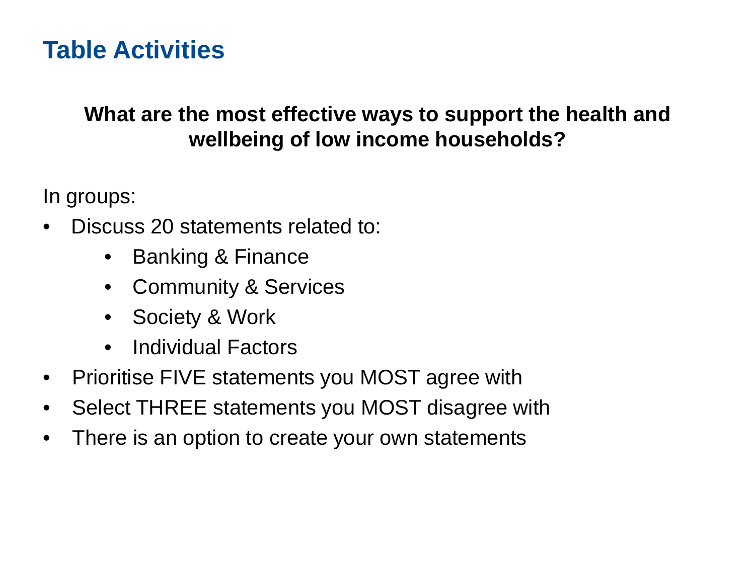# Table Activities

**What are the most effective ways to support the health and wellbeing of low income households?**

In groups:

- Discuss 20 statements related to:
    - Banking & Finance
    - Community & Services
    - Society & Work
    - Individual Factors
- Prioritise FIVE statements you MOST agree with
- Select THREE statements you MOST disagree with
- There is an option to create your own statements